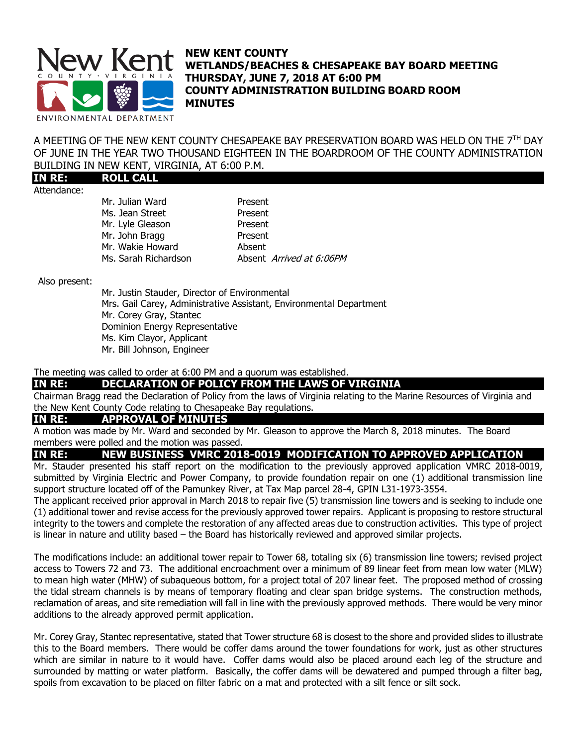# NEW KENT COUNTY
## WETLANDS/BEACHES & CHESAPEAKE BAY BOARD MEETING
## THURSDAY, JUNE 7, 2018 AT 6:00 PM
## COUNTY ADMINISTRATION BUILDING BOARD ROOM
## MINUTES

A MEETING OF THE NEW KENT COUNTY CHESAPEAKE BAY PRESERVATION BOARD WAS HELD ON THE 7TH DAY OF JUNE IN THE YEAR TWO THOUSAND EIGHTEEN IN THE BOARDROOM OF THE COUNTY ADMINISTRATION BUILDING IN NEW KENT, VIRGINIA, AT 6:00 P.M.

**IN RE: ROLL CALL**

Attendance:

| | |
|---|---|
| Mr. Julian Ward | Present |
| Ms. Jean Street | Present |
| Mr. Lyle Gleason | Present |
| Mr. John Bragg | Present |
| Mr. Wakie Howard | Absent |
| Ms. Sarah Richardson | Absent *Arrived at 6:06PM* |

Also present:

Mr. Justin Stauder, Director of Environmental
Mrs. Gail Carey, Administrative Assistant, Environmental Department
Mr. Corey Gray, Stantec
Dominion Energy Representative
Ms. Kim Clayor, Applicant
Mr. Bill Johnson, Engineer

The meeting was called to order at 6:00 PM and a quorum was established.

**IN RE: DECLARATION OF POLICY FROM THE LAWS OF VIRGINIA**

Chairman Bragg read the Declaration of Policy from the laws of Virginia relating to the Marine Resources of Virginia and the New Kent County Code relating to Chesapeake Bay regulations.

**IN RE: APPROVAL OF MINUTES**

A motion was made by Mr. Ward and seconded by Mr. Gleason to approve the March 8, 2018 minutes. The Board members were polled and the motion was passed.

**IN RE: NEW BUSINESS VMRC 2018-0019 MODIFICATION TO APPROVED APPLICATION**

Mr. Stauder presented his staff report on the modification to the previously approved application VMRC 2018-0019, submitted by Virginia Electric and Power Company, to provide foundation repair on one (1) additional transmission line support structure located off of the Pamunkey River, at Tax Map parcel 28-4, GPIN L31-1973-3554.

The applicant received prior approval in March 2018 to repair five (5) transmission line towers and is seeking to include one (1) additional tower and revise access for the previously approved tower repairs. Applicant is proposing to restore structural integrity to the towers and complete the restoration of any affected areas due to construction activities. This type of project is linear in nature and utility based – the Board has historically reviewed and approved similar projects.

The modifications include: an additional tower repair to Tower 68, totaling six (6) transmission line towers; revised project access to Towers 72 and 73. The additional encroachment over a minimum of 89 linear feet from mean low water (MLW) to mean high water (MHW) of subaqueous bottom, for a project total of 207 linear feet. The proposed method of crossing the tidal stream channels is by means of temporary floating and clear span bridge systems. The construction methods, reclamation of areas, and site remediation will fall in line with the previously approved methods. There would be very minor additions to the already approved permit application.

Mr. Corey Gray, Stantec representative, stated that Tower structure 68 is closest to the shore and provided slides to illustrate this to the Board members. There would be coffer dams around the tower foundations for work, just as other structures which are similar in nature to it would have. Coffer dams would also be placed around each leg of the structure and surrounded by matting or water platform. Basically, the coffer dams will be dewatered and pumped through a filter bag, spoils from excavation to be placed on filter fabric on a mat and protected with a silt fence or silt sock.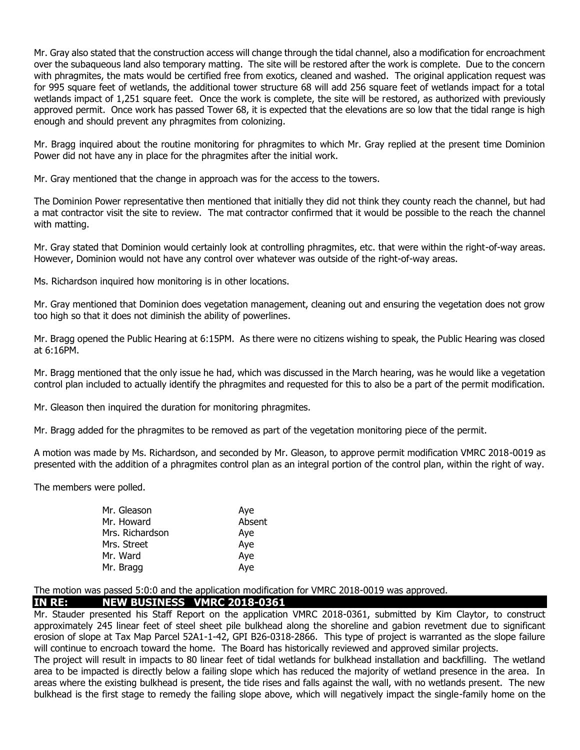Mr. Gray also stated that the construction access will change through the tidal channel, also a modification for encroachment over the subaqueous land also temporary matting. The site will be restored after the work is complete. Due to the concern with phragmites, the mats would be certified free from exotics, cleaned and washed. The original application request was for 995 square feet of wetlands, the additional tower structure 68 will add 256 square feet of wetlands impact for a total wetlands impact of 1,251 square feet. Once the work is complete, the site will be restored, as authorized with previously approved permit. Once work has passed Tower 68, it is expected that the elevations are so low that the tidal range is high enough and should prevent any phragmites from colonizing.

Mr. Bragg inquired about the routine monitoring for phragmites to which Mr. Gray replied at the present time Dominion Power did not have any in place for the phragmites after the initial work.

Mr. Gray mentioned that the change in approach was for the access to the towers.

The Dominion Power representative then mentioned that initially they did not think they county reach the channel, but had a mat contractor visit the site to review. The mat contractor confirmed that it would be possible to the reach the channel with matting.

Mr. Gray stated that Dominion would certainly look at controlling phragmites, etc. that were within the right-of-way areas. However, Dominion would not have any control over whatever was outside of the right-of-way areas.

Ms. Richardson inquired how monitoring is in other locations.

Mr. Gray mentioned that Dominion does vegetation management, cleaning out and ensuring the vegetation does not grow too high so that it does not diminish the ability of powerlines.

Mr. Bragg opened the Public Hearing at 6:15PM. As there were no citizens wishing to speak, the Public Hearing was closed at 6:16PM.

Mr. Bragg mentioned that the only issue he had, which was discussed in the March hearing, was he would like a vegetation control plan included to actually identify the phragmites and requested for this to also be a part of the permit modification.

Mr. Gleason then inquired the duration for monitoring phragmites.

Mr. Bragg added for the phragmites to be removed as part of the vegetation monitoring piece of the permit.

A motion was made by Ms. Richardson, and seconded by Mr. Gleason, to approve permit modification VMRC 2018-0019 as presented with the addition of a phragmites control plan as an integral portion of the control plan, within the right of way.

The members were polled.

| | |
|---|---|
| Mr. Gleason | Aye |
| Mr. Howard | Absent |
| Mrs. Richardson | Aye |
| Mrs. Street | Aye |
| Mr. Ward | Aye |
| Mr. Bragg | Aye |

The motion was passed 5:0:0 and the application modification for VMRC 2018-0019 was approved.

## IN RE: NEW BUSINESS VMRC 2018-0361

Mr. Stauder presented his Staff Report on the application VMRC 2018-0361, submitted by Kim Claytor, to construct approximately 245 linear feet of steel sheet pile bulkhead along the shoreline and gabion revetment due to significant erosion of slope at Tax Map Parcel 52A1-1-42, GPI B26-0318-2866. This type of project is warranted as the slope failure will continue to encroach toward the home. The Board has historically reviewed and approved similar projects.

The project will result in impacts to 80 linear feet of tidal wetlands for bulkhead installation and backfilling. The wetland area to be impacted is directly below a failing slope which has reduced the majority of wetland presence in the area. In areas where the existing bulkhead is present, the tide rises and falls against the wall, with no wetlands present. The new bulkhead is the first stage to remedy the failing slope above, which will negatively impact the single-family home on the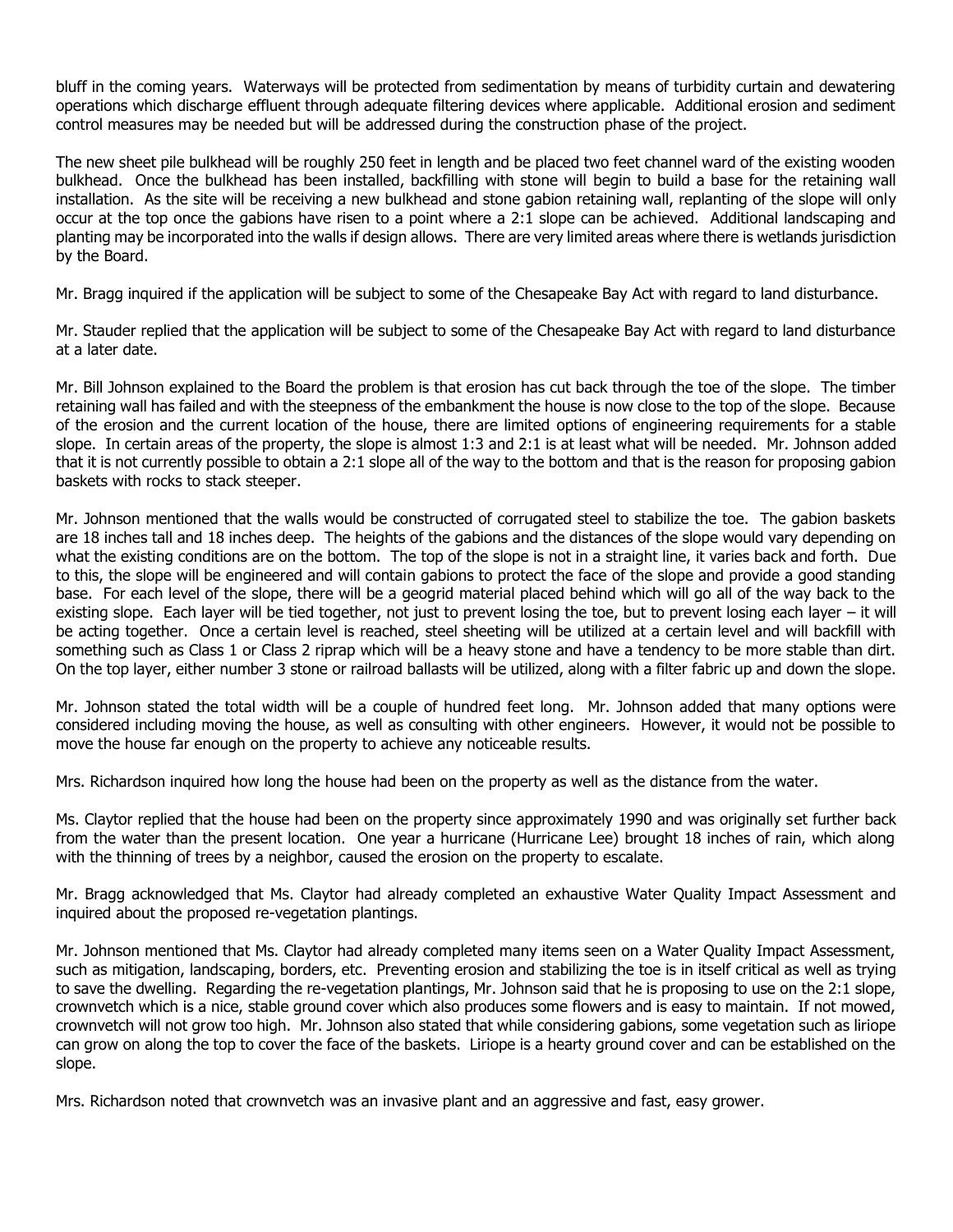bluff in the coming years. Waterways will be protected from sedimentation by means of turbidity curtain and dewatering operations which discharge effluent through adequate filtering devices where applicable. Additional erosion and sediment control measures may be needed but will be addressed during the construction phase of the project.

The new sheet pile bulkhead will be roughly 250 feet in length and be placed two feet channel ward of the existing wooden bulkhead. Once the bulkhead has been installed, backfilling with stone will begin to build a base for the retaining wall installation. As the site will be receiving a new bulkhead and stone gabion retaining wall, replanting of the slope will only occur at the top once the gabions have risen to a point where a 2:1 slope can be achieved. Additional landscaping and planting may be incorporated into the walls if design allows. There are very limited areas where there is wetlands jurisdiction by the Board.

Mr. Bragg inquired if the application will be subject to some of the Chesapeake Bay Act with regard to land disturbance.

Mr. Stauder replied that the application will be subject to some of the Chesapeake Bay Act with regard to land disturbance at a later date.

Mr. Bill Johnson explained to the Board the problem is that erosion has cut back through the toe of the slope. The timber retaining wall has failed and with the steepness of the embankment the house is now close to the top of the slope. Because of the erosion and the current location of the house, there are limited options of engineering requirements for a stable slope. In certain areas of the property, the slope is almost 1:3 and 2:1 is at least what will be needed. Mr. Johnson added that it is not currently possible to obtain a 2:1 slope all of the way to the bottom and that is the reason for proposing gabion baskets with rocks to stack steeper.

Mr. Johnson mentioned that the walls would be constructed of corrugated steel to stabilize the toe. The gabion baskets are 18 inches tall and 18 inches deep. The heights of the gabions and the distances of the slope would vary depending on what the existing conditions are on the bottom. The top of the slope is not in a straight line, it varies back and forth. Due to this, the slope will be engineered and will contain gabions to protect the face of the slope and provide a good standing base. For each level of the slope, there will be a geogrid material placed behind which will go all of the way back to the existing slope. Each layer will be tied together, not just to prevent losing the toe, but to prevent losing each layer – it will be acting together. Once a certain level is reached, steel sheeting will be utilized at a certain level and will backfill with something such as Class 1 or Class 2 riprap which will be a heavy stone and have a tendency to be more stable than dirt. On the top layer, either number 3 stone or railroad ballasts will be utilized, along with a filter fabric up and down the slope.

Mr. Johnson stated the total width will be a couple of hundred feet long. Mr. Johnson added that many options were considered including moving the house, as well as consulting with other engineers. However, it would not be possible to move the house far enough on the property to achieve any noticeable results.

Mrs. Richardson inquired how long the house had been on the property as well as the distance from the water.

Ms. Claytor replied that the house had been on the property since approximately 1990 and was originally set further back from the water than the present location. One year a hurricane (Hurricane Lee) brought 18 inches of rain, which along with the thinning of trees by a neighbor, caused the erosion on the property to escalate.

Mr. Bragg acknowledged that Ms. Claytor had already completed an exhaustive Water Quality Impact Assessment and inquired about the proposed re-vegetation plantings.

Mr. Johnson mentioned that Ms. Claytor had already completed many items seen on a Water Quality Impact Assessment, such as mitigation, landscaping, borders, etc. Preventing erosion and stabilizing the toe is in itself critical as well as trying to save the dwelling. Regarding the re-vegetation plantings, Mr. Johnson said that he is proposing to use on the 2:1 slope, crownvetch which is a nice, stable ground cover which also produces some flowers and is easy to maintain. If not mowed, crownvetch will not grow too high. Mr. Johnson also stated that while considering gabions, some vegetation such as liriope can grow on along the top to cover the face of the baskets. Liriope is a hearty ground cover and can be established on the slope.

Mrs. Richardson noted that crownvetch was an invasive plant and an aggressive and fast, easy grower.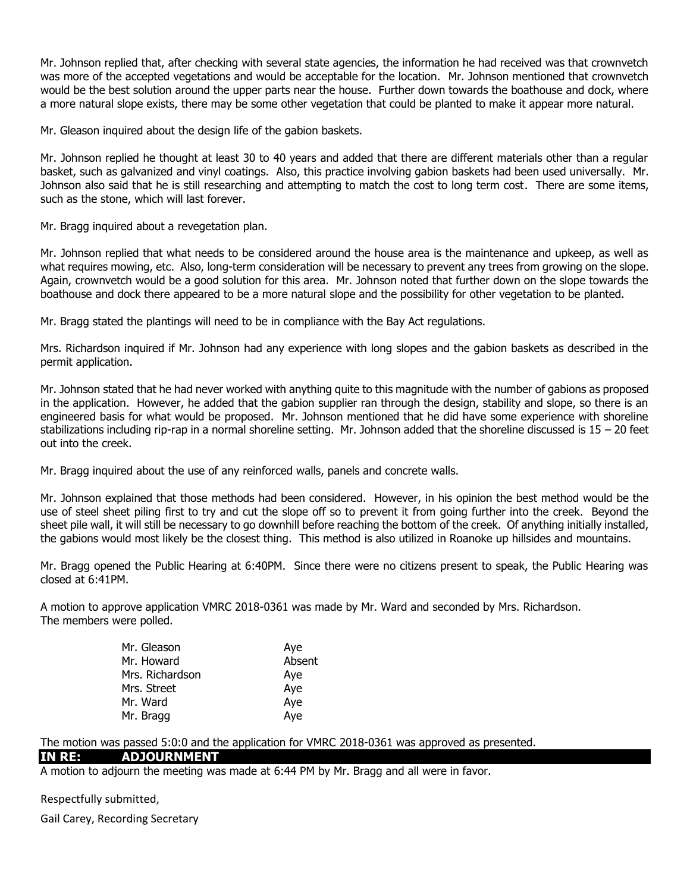Mr. Johnson replied that, after checking with several state agencies, the information he had received was that crownvetch was more of the accepted vegetations and would be acceptable for the location. Mr. Johnson mentioned that crownvetch would be the best solution around the upper parts near the house. Further down towards the boathouse and dock, where a more natural slope exists, there may be some other vegetation that could be planted to make it appear more natural.

Mr. Gleason inquired about the design life of the gabion baskets.

Mr. Johnson replied he thought at least 30 to 40 years and added that there are different materials other than a regular basket, such as galvanized and vinyl coatings. Also, this practice involving gabion baskets had been used universally. Mr. Johnson also said that he is still researching and attempting to match the cost to long term cost. There are some items, such as the stone, which will last forever.

Mr. Bragg inquired about a revegetation plan.

Mr. Johnson replied that what needs to be considered around the house area is the maintenance and upkeep, as well as what requires mowing, etc. Also, long-term consideration will be necessary to prevent any trees from growing on the slope. Again, crownvetch would be a good solution for this area. Mr. Johnson noted that further down on the slope towards the boathouse and dock there appeared to be a more natural slope and the possibility for other vegetation to be planted.

Mr. Bragg stated the plantings will need to be in compliance with the Bay Act regulations.

Mrs. Richardson inquired if Mr. Johnson had any experience with long slopes and the gabion baskets as described in the permit application.

Mr. Johnson stated that he had never worked with anything quite to this magnitude with the number of gabions as proposed in the application. However, he added that the gabion supplier ran through the design, stability and slope, so there is an engineered basis for what would be proposed. Mr. Johnson mentioned that he did have some experience with shoreline stabilizations including rip-rap in a normal shoreline setting. Mr. Johnson added that the shoreline discussed is 15 – 20 feet out into the creek.

Mr. Bragg inquired about the use of any reinforced walls, panels and concrete walls.

Mr. Johnson explained that those methods had been considered. However, in his opinion the best method would be the use of steel sheet piling first to try and cut the slope off so to prevent it from going further into the creek. Beyond the sheet pile wall, it will still be necessary to go downhill before reaching the bottom of the creek. Of anything initially installed, the gabions would most likely be the closest thing. This method is also utilized in Roanoke up hillsides and mountains.

Mr. Bragg opened the Public Hearing at 6:40PM. Since there were no citizens present to speak, the Public Hearing was closed at 6:41PM.

A motion to approve application VMRC 2018-0361 was made by Mr. Ward and seconded by Mrs. Richardson.
The members were polled.

| | |
|---|---|
| Mr. Gleason | Aye |
| Mr. Howard | Absent |
| Mrs. Richardson | Aye |
| Mrs. Street | Aye |
| Mr. Ward | Aye |
| Mr. Bragg | Aye |

The motion was passed 5:0:0 and the application for VMRC 2018-0361 was approved as presented.

## IN RE: ADJOURNMENT

A motion to adjourn the meeting was made at 6:44 PM by Mr. Bragg and all were in favor.

Respectfully submitted,

Gail Carey, Recording Secretary